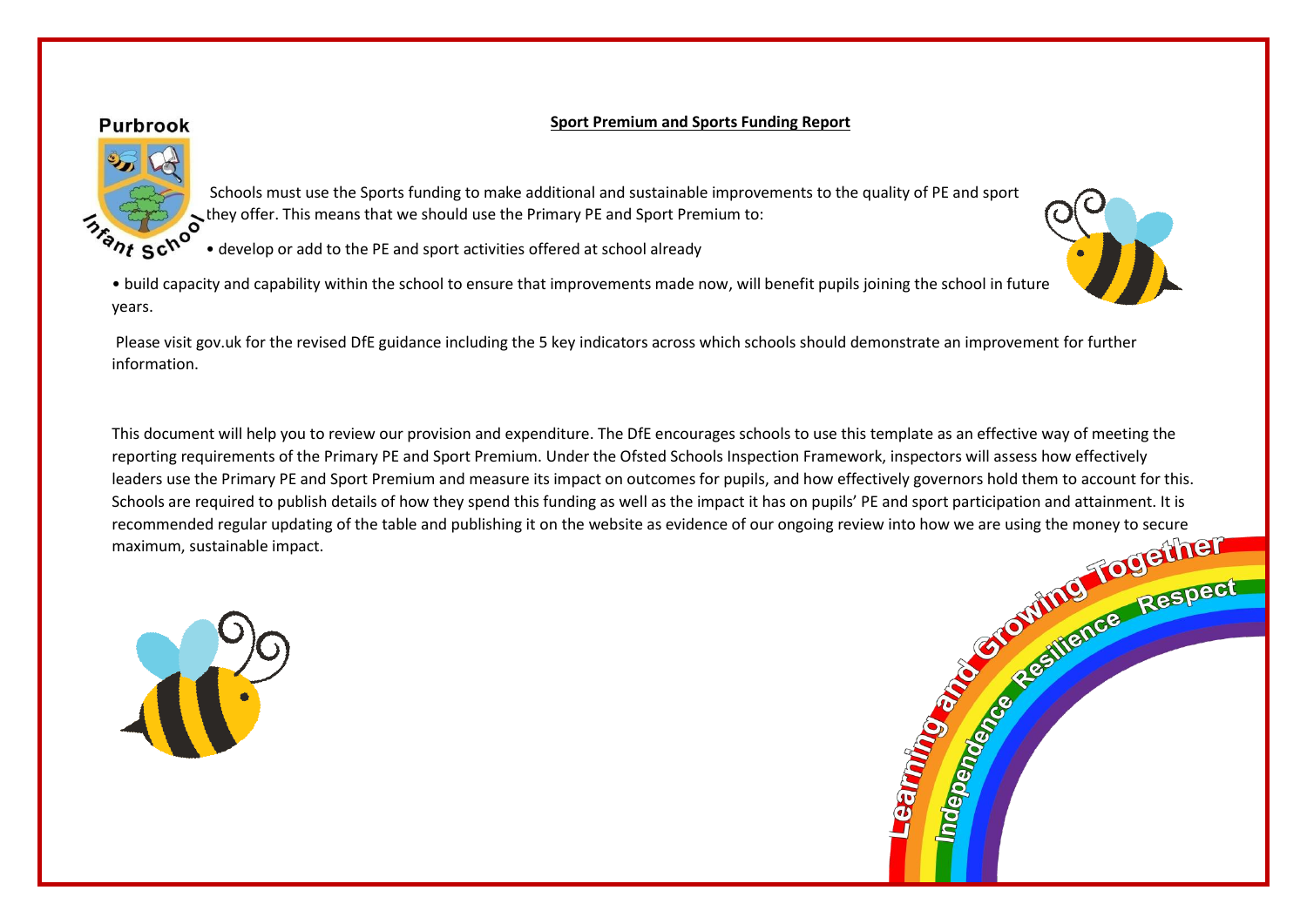Purbrook Infant School

## Sport Premium and Sports Funding Report

Schools must use the Sports funding to make additional and sustainable improvements to the quality of PE and sport they offer. This means that we should use the Primary PE and Sport Premium to:

- develop or add to the PE and sport activities offered at school already
- build capacity and capability within the school to ensure that improvements made now, will benefit pupils joining the school in future years.

Please visit gov.uk for the revised DfE guidance including the 5 key indicators across which schools should demonstrate an improvement for further information.

This document will help you to review our provision and expenditure. The DfE encourages schools to use this template as an effective way of meeting the reporting requirements of the Primary PE and Sport Premium. Under the Ofsted Schools Inspection Framework, inspectors will assess how effectively leaders use the Primary PE and Sport Premium and measure its impact on outcomes for pupils, and how effectively governors hold them to account for this. Schools are required to publish details of how they spend this funding as well as the impact it has on pupils' PE and sport participation and attainment. It is recommended regular updating of the table and publishing it on the website as evidence of our ongoing review into how we are using the money to secure maximum, sustainable impact.

Learning and Growing Together

Independence Resilience Respect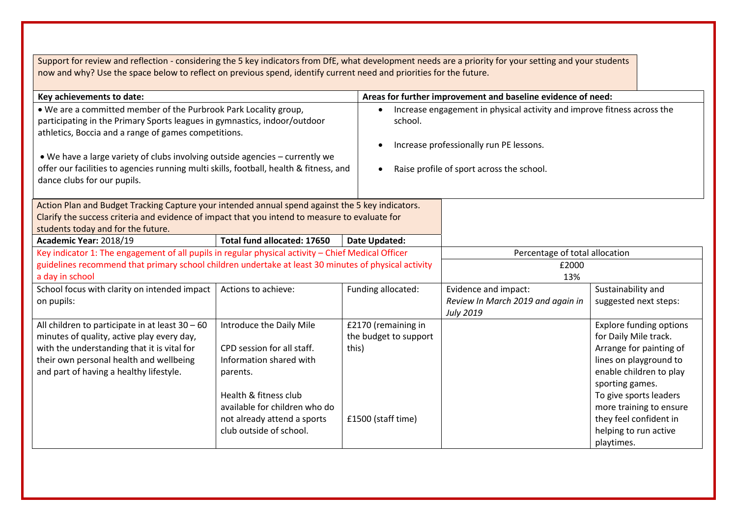Support for review and reflection - considering the 5 key indicators from DfE, what development needs are a priority for your setting and your students now and why? Use the space below to reflect on previous spend, identify current need and priorities for the future.

| Key achievements to date: | Areas for further improvement and baseline evidence of need: |
|---|---|
| • We are a committed member of the Purbrook Park Locality group, participating in the Primary Sports leagues in gymnastics, indoor/outdoor athletics, Boccia and a range of games competitions.<br><br>• We have a large variety of clubs involving outside agencies – currently we offer our facilities to agencies running multi skills, football, health & fitness, and dance clubs for our pupils. | • Increase engagement in physical activity and improve fitness across the school.<br><br>• Increase professionally run PE lessons.<br><br>• Raise profile of sport across the school. |

Action Plan and Budget Tracking Capture your intended annual spend against the 5 key indicators. Clarify the success criteria and evidence of impact that you intend to measure to evaluate for students today and for the future.

| **Academic Year:** 2018/19 | **Total fund allocated: 17650** | **Date Updated:** | | |
|---|---|---|---|---|
| Key indicator 1: The engagement of all pupils in regular physical activity – Chief Medical Officer guidelines recommend that primary school children undertake at least 30 minutes of physical activity a day in school | | | Percentage of total allocation | |
| | | | £2000<br>13% | |
| School focus with clarity on intended impact on pupils: | Actions to achieve: | Funding allocated: | Evidence and impact:<br>*Review In March 2019 and again in July 2019* | Sustainability and suggested next steps: |
| All children to participate in at least 30 – 60 minutes of quality, active play every day, with the understanding that it is vital for their own personal health and wellbeing and part of having a healthy lifestyle. | Introduce the Daily Mile<br><br>CPD session for all staff. Information shared with parents.<br><br>Health & fitness club available for children who do not already attend a sports club outside of school. | £2170 (remaining in the budget to support this)<br><br><br><br>£1500 (staff time) | | Explore funding options for Daily Mile track. Arrange for painting of lines on playground to enable children to play sporting games.<br>To give sports leaders more training to ensure they feel confident in helping to run active playtimes. |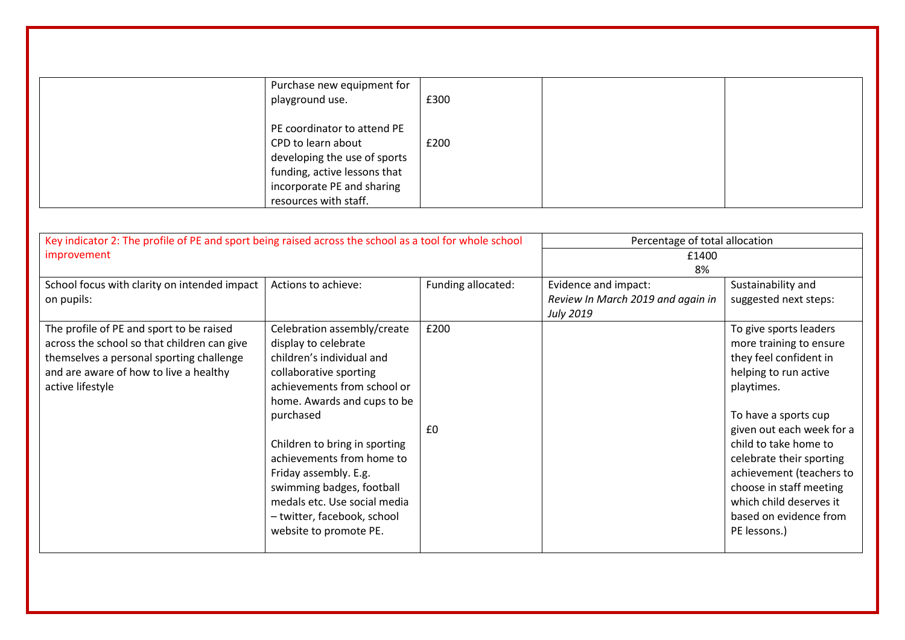|  | Purchase new equipment for playground use.<br><br>PE coordinator to attend PE CPD to learn about developing the use of sports funding, active lessons that incorporate PE and sharing resources with staff. | £300<br><br>£200 |  |  |
|---|---|---|---|---|

| Key indicator 2: The profile of PE and sport being raised across the school as a tool for whole school improvement | | | Percentage of total allocation | |
|---|---|---|---|---|
| | | | £1400<br>8% | |
| School focus with clarity on intended impact on pupils: | Actions to achieve: | Funding allocated: | Evidence and impact:<br>*Review In March 2019 and again in July 2019* | Sustainability and suggested next steps: |
| The profile of PE and sport to be raised across the school so that children can give themselves a personal sporting challenge and are aware of how to live a healthy active lifestyle | Celebration assembly/create display to celebrate children's individual and collaborative sporting achievements from school or home. Awards and cups to be purchased<br><br>Children to bring in sporting achievements from home to Friday assembly. E.g. swimming badges, football medals etc. Use social media – twitter, facebook, school website to promote PE. | £200<br><br>£0 |  | To give sports leaders more training to ensure they feel confident in helping to run active playtimes.<br><br>To have a sports cup given out each week for a child to take home to celebrate their sporting achievement (teachers to choose in staff meeting which child deserves it based on evidence from PE lessons.) |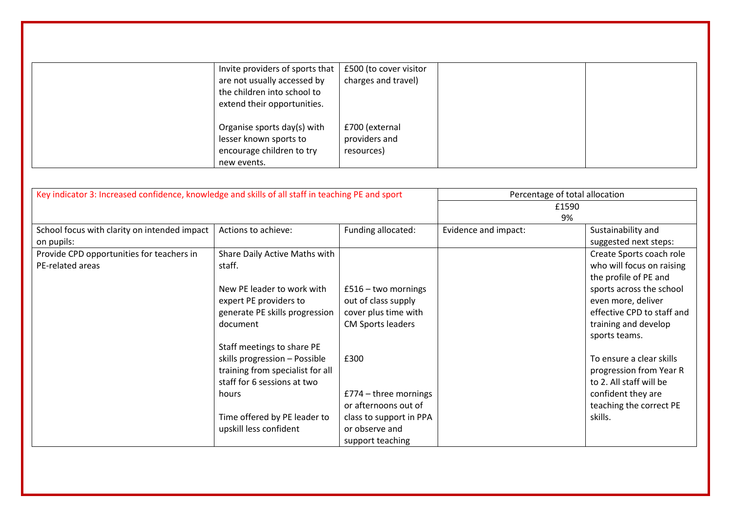| | | | | |
|---|---|---|---|---|
| | Invite providers of sports that are not usually accessed by the children into school to extend their opportunities.<br><br>Organise sports day(s) with lesser known sports to encourage children to try new events. | £500 (to cover visitor charges and travel)<br><br>£700 (external providers and resources) | | |

| Key indicator 3: Increased confidence, knowledge and skills of all staff in teaching PE and sport | | | Percentage of total allocation | |
|---|---|---|---|---|
| | | | £1590<br>9% | |
| School focus with clarity on intended impact on pupils: | Actions to achieve: | Funding allocated: | Evidence and impact: | Sustainability and suggested next steps: |
| Provide CPD opportunities for teachers in PE-related areas | Share Daily Active Maths with staff.<br><br>New PE leader to work with expert PE providers to generate PE skills progression document<br><br>Staff meetings to share PE skills progression – Possible training from specialist for all staff for 6 sessions at two hours<br><br>Time offered by PE leader to upskill less confident | £516 – two mornings out of class supply cover plus time with CM Sports leaders<br><br>£300<br><br>£774 – three mornings or afternoons out of class to support in PPA or observe and support teaching | | Create Sports coach role who will focus on raising the profile of PE and sports across the school even more, deliver effective CPD to staff and training and develop sports teams.<br><br>To ensure a clear skills progression from Year R to 2. All staff will be confident they are teaching the correct PE skills. |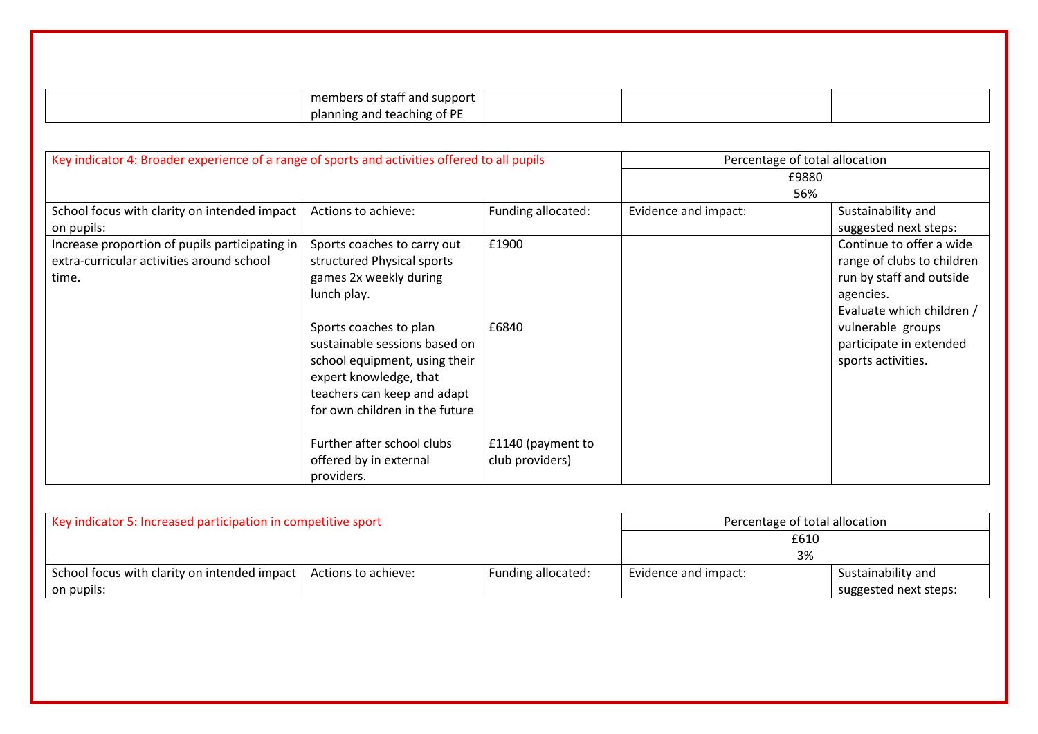| | members of staff and support planning and teaching of PE | | | |
|---|---|---|---|---|

| Key indicator 4: Broader experience of a range of sports and activities offered to all pupils | | | Percentage of total allocation | |
|---|---|---|---|---|
| | | | £9880<br>56% | |
| School focus with clarity on intended impact on pupils: | Actions to achieve: | Funding allocated: | Evidence and impact: | Sustainability and suggested next steps: |
| Increase proportion of pupils participating in extra-curricular activities around school time. | Sports coaches to carry out structured Physical sports games 2x weekly during lunch play.<br><br>Sports coaches to plan sustainable sessions based on school equipment, using their expert knowledge, that teachers can keep and adapt for own children in the future<br><br>Further after school clubs offered by in external providers. | £1900<br><br>£6840<br><br>£1140 (payment to club providers) | | Continue to offer a wide range of clubs to children run by staff and outside agencies.<br>Evaluate which children / vulnerable groups participate in extended sports activities. |

| Key indicator 5: Increased participation in competitive sport | | | Percentage of total allocation | |
|---|---|---|---|---|
| | | | £610<br>3% | |
| School focus with clarity on intended impact on pupils: | Actions to achieve: | Funding allocated: | Evidence and impact: | Sustainability and suggested next steps: |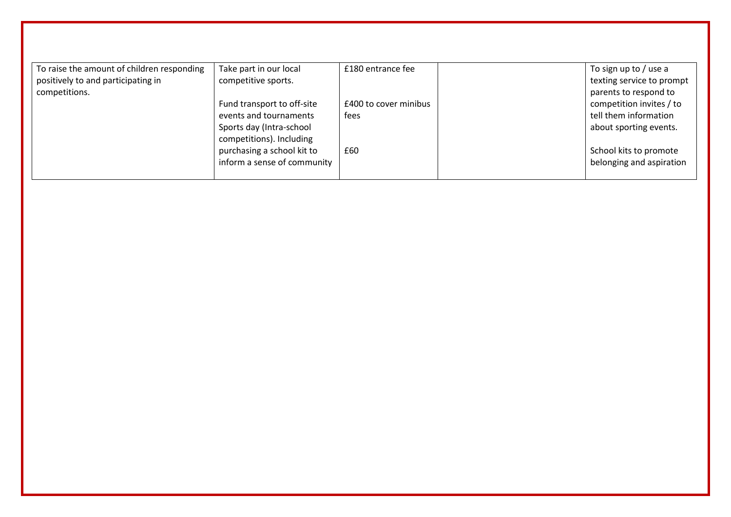| | | | | |
|---|---|---|---|---|
| To raise the amount of children responding positively to and participating in competitions. | Take part in our local competitive sports.<br><br>Fund transport to off-site events and tournaments<br>Sports day (Intra-school competitions). Including purchasing a school kit to inform a sense of community | £180 entrance fee<br><br>£400 to cover minibus fees<br><br><br>£60 | | To sign up to / use a texting service to prompt parents to respond to competition invites / to tell them information about sporting events.<br><br>School kits to promote belonging and aspiration |